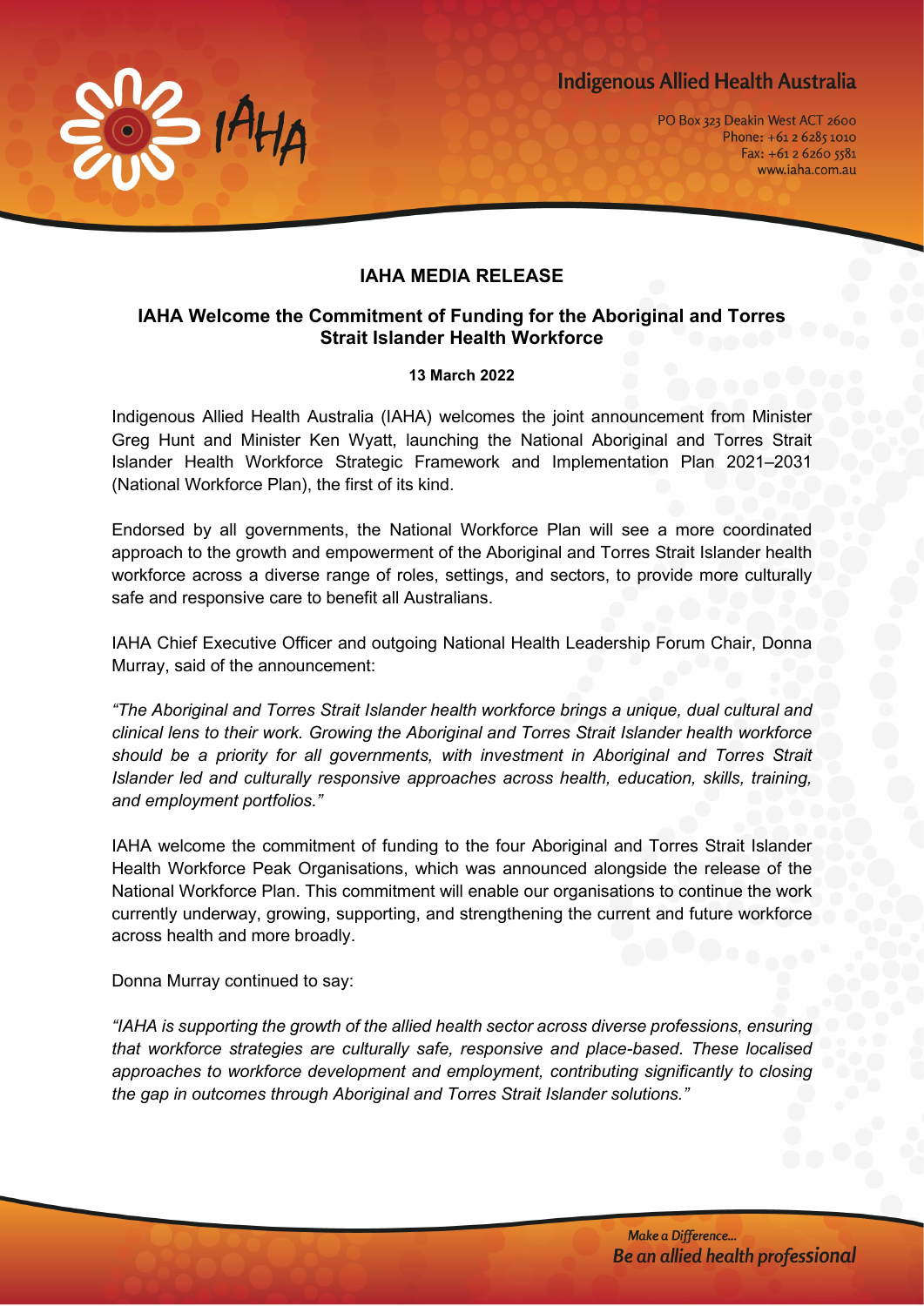Indigenous Allied Health Australia

PO Box 323 Deakin West ACT 2600
Phone: +61 2 6285 1010
Fax: +61 2 6260 5581
www.iaha.com.au

# IAHA MEDIA RELEASE

## IAHA Welcome the Commitment of Funding for the Aboriginal and Torres Strait Islander Health Workforce

**13 March 2022**

Indigenous Allied Health Australia (IAHA) welcomes the joint announcement from Minister Greg Hunt and Minister Ken Wyatt, launching the National Aboriginal and Torres Strait Islander Health Workforce Strategic Framework and Implementation Plan 2021–2031 (National Workforce Plan), the first of its kind.

Endorsed by all governments, the National Workforce Plan will see a more coordinated approach to the growth and empowerment of the Aboriginal and Torres Strait Islander health workforce across a diverse range of roles, settings, and sectors, to provide more culturally safe and responsive care to benefit all Australians.

IAHA Chief Executive Officer and outgoing National Health Leadership Forum Chair, Donna Murray, said of the announcement:

*"The Aboriginal and Torres Strait Islander health workforce brings a unique, dual cultural and clinical lens to their work. Growing the Aboriginal and Torres Strait Islander health workforce should be a priority for all governments, with investment in Aboriginal and Torres Strait Islander led and culturally responsive approaches across health, education, skills, training, and employment portfolios."*

IAHA welcome the commitment of funding to the four Aboriginal and Torres Strait Islander Health Workforce Peak Organisations, which was announced alongside the release of the National Workforce Plan. This commitment will enable our organisations to continue the work currently underway, growing, supporting, and strengthening the current and future workforce across health and more broadly.

Donna Murray continued to say:

*"IAHA is supporting the growth of the allied health sector across diverse professions, ensuring that workforce strategies are culturally safe, responsive and place-based. These localised approaches to workforce development and employment, contributing significantly to closing the gap in outcomes through Aboriginal and Torres Strait Islander solutions."*

*Make a Difference...*
*Be an allied health professional*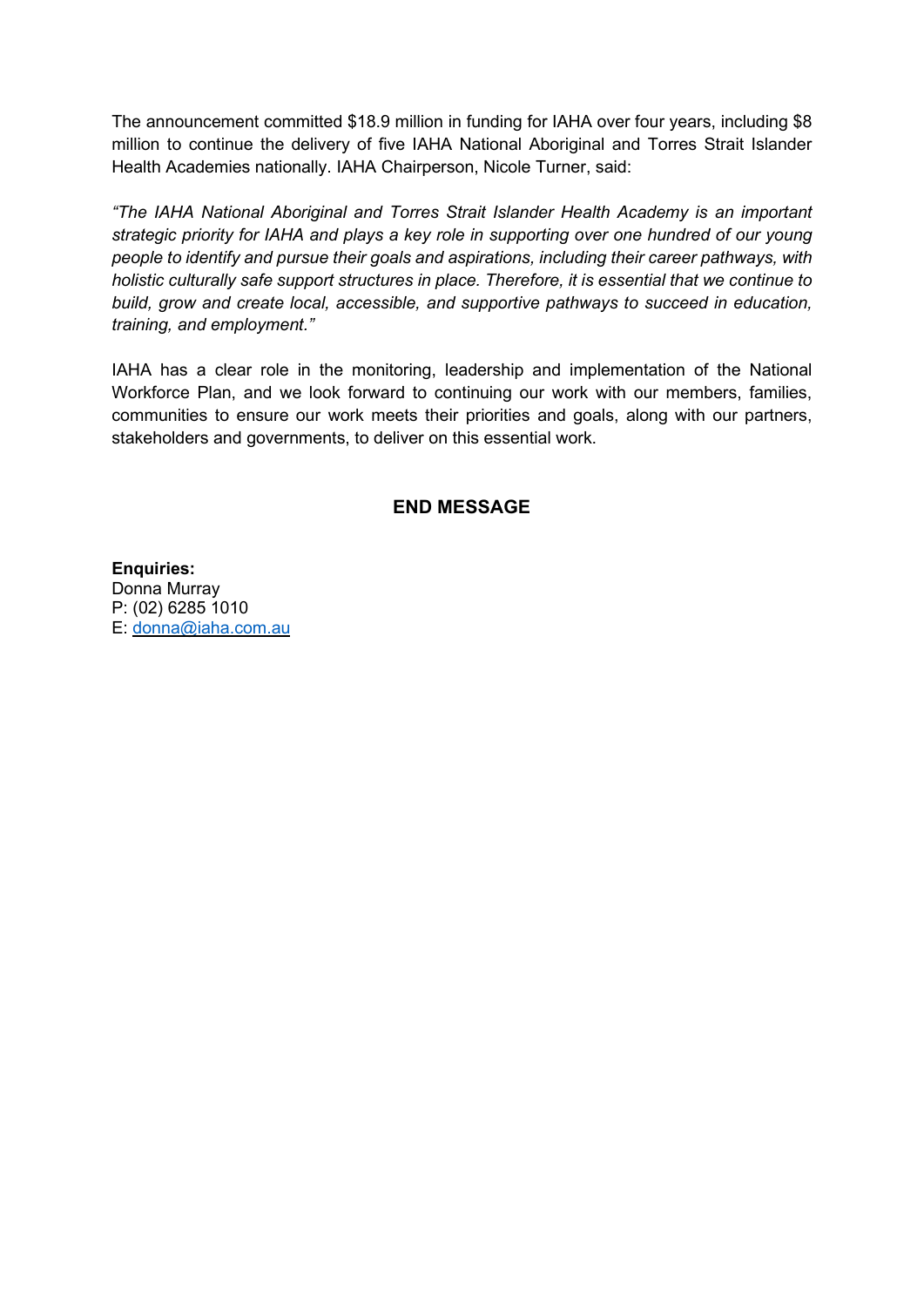The announcement committed $18.9 million in funding for IAHA over four years, including $8 million to continue the delivery of five IAHA National Aboriginal and Torres Strait Islander Health Academies nationally. IAHA Chairperson, Nicole Turner, said:

*"The IAHA National Aboriginal and Torres Strait Islander Health Academy is an important strategic priority for IAHA and plays a key role in supporting over one hundred of our young people to identify and pursue their goals and aspirations, including their career pathways, with holistic culturally safe support structures in place. Therefore, it is essential that we continue to build, grow and create local, accessible, and supportive pathways to succeed in education, training, and employment."*

IAHA has a clear role in the monitoring, leadership and implementation of the National Workforce Plan, and we look forward to continuing our work with our members, families, communities to ensure our work meets their priorities and goals, along with our partners, stakeholders and governments, to deliver on this essential work.

**END MESSAGE**

**Enquiries:**
Donna Murray
P: (02) 6285 1010
E: donna@iaha.com.au